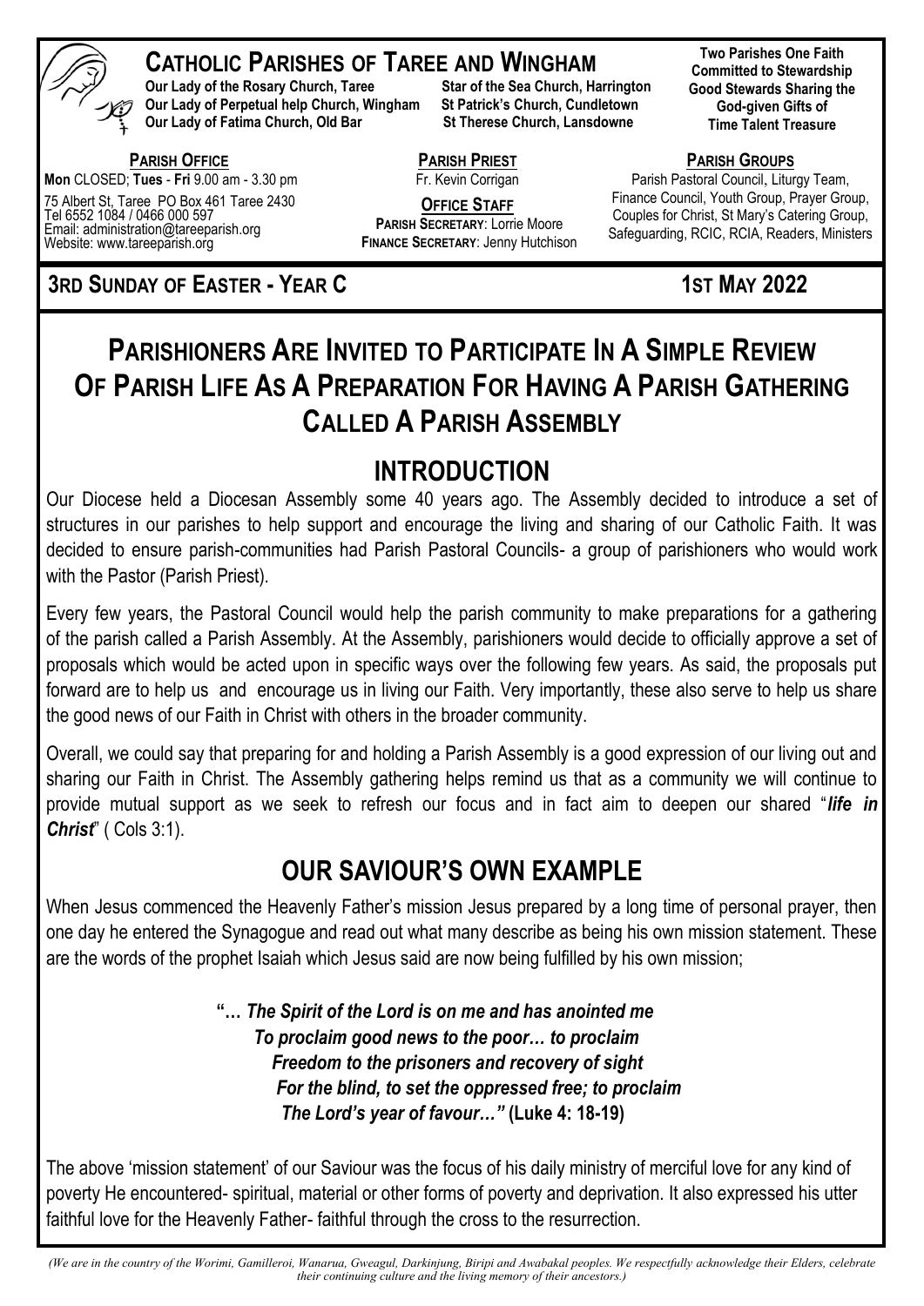# CATHOLIC PARISHES OF TAREE AND WINGHAM

**Our Lady of the Rosary Church, Taree** **Star of the Sea Church, Harrington**
**Our Lady of Perpetual help Church, Wingham** **St Patrick's Church, Cundletown**
**Our Lady of Fatima Church, Old Bar** **St Therese Church, Lansdowne**

**Two Parishes One Faith**
**Committed to Stewardship**
**Good Stewards Sharing the God-given Gifts of Time Talent Treasure**

**PARISH OFFICE**
**Mon** CLOSED; **Tues** - **Fri** 9.00 am - 3.30 pm
75 Albert St, Taree PO Box 461 Taree 2430
Tel 6552 1084 / 0466 000 597
Email: administration@tareeparish.org
Website: www.tareeparish.org

**PARISH PRIEST**
Fr. Kevin Corrigan

**OFFICE STAFF**
**PARISH SECRETARY**: Lorrie Moore
**FINANCE SECRETARY**: Jenny Hutchison

**PARISH GROUPS**
Parish Pastoral Council, Liturgy Team, Finance Council, Youth Group, Prayer Group, Couples for Christ, St Mary's Catering Group, Safeguarding, RCIC, RCIA, Readers, Ministers

**3RD SUNDAY OF EASTER - YEAR C** **1ST MAY 2022**

# PARISHIONERS ARE INVITED TO PARTICIPATE IN A SIMPLE REVIEW OF PARISH LIFE AS A PREPARATION FOR HAVING A PARISH GATHERING CALLED A PARISH ASSEMBLY

## INTRODUCTION

Our Diocese held a Diocesan Assembly some 40 years ago. The Assembly decided to introduce a set of structures in our parishes to help support and encourage the living and sharing of our Catholic Faith. It was decided to ensure parish-communities had Parish Pastoral Councils- a group of parishioners who would work with the Pastor (Parish Priest).

Every few years, the Pastoral Council would help the parish community to make preparations for a gathering of the parish called a Parish Assembly. At the Assembly, parishioners would decide to officially approve a set of proposals which would be acted upon in specific ways over the following few years. As said, the proposals put forward are to help us and encourage us in living our Faith. Very importantly, these also serve to help us share the good news of our Faith in Christ with others in the broader community.

Overall, we could say that preparing for and holding a Parish Assembly is a good expression of our living out and sharing our Faith in Christ. The Assembly gathering helps remind us that as a community we will continue to provide mutual support as we seek to refresh our focus and in fact aim to deepen our shared "***life in Christ***" ( Cols 3:1).

## OUR SAVIOUR'S OWN EXAMPLE

When Jesus commenced the Heavenly Father's mission Jesus prepared by a long time of personal prayer, then one day he entered the Synagogue and read out what many describe as being his own mission statement. These are the words of the prophet Isaiah which Jesus said are now being fulfilled by his own mission;

> ***"… The Spirit of the Lord is on me and has anointed me***
> ***To proclaim good news to the poor… to proclaim***
> ***Freedom to the prisoners and recovery of sight***
> ***For the blind, to set the oppressed free; to proclaim***
> ***The Lord's year of favour…"*** **(Luke 4: 18-19)**

The above 'mission statement' of our Saviour was the focus of his daily ministry of merciful love for any kind of poverty He encountered- spiritual, material or other forms of poverty and deprivation. It also expressed his utter faithful love for the Heavenly Father- faithful through the cross to the resurrection.

*(We are in the country of the Worimi, Gamilleroi, Wanarua, Gweagul, Darkinjung, Biripi and Awabakal peoples. We respectfully acknowledge their Elders, celebrate their continuing culture and the living memory of their ancestors.)*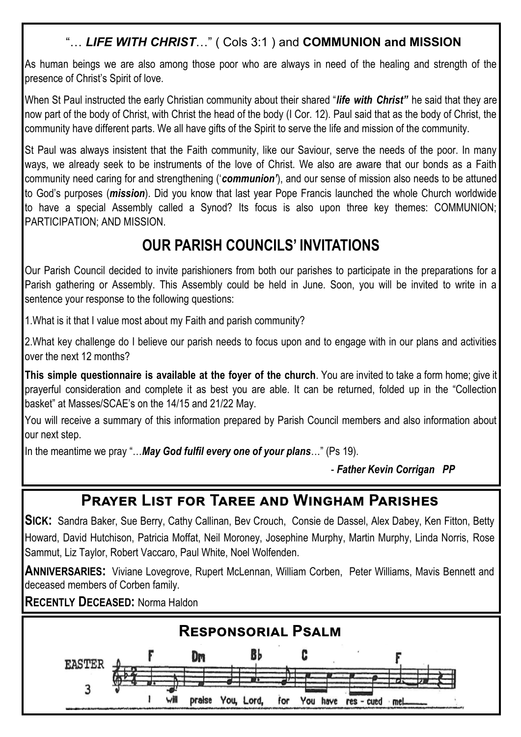## "… *LIFE WITH CHRIST*…" ( Cols 3:1 ) and **COMMUNION and MISSION**

As human beings we are also among those poor who are always in need of the healing and strength of the presence of Christ's Spirit of love.

When St Paul instructed the early Christian community about their shared "***life with Christ"*** he said that they are now part of the body of Christ, with Christ the head of the body (I Cor. 12). Paul said that as the body of Christ, the community have different parts. We all have gifts of the Spirit to serve the life and mission of the community.

St Paul was always insistent that the Faith community, like our Saviour, serve the needs of the poor. In many ways, we already seek to be instruments of the love of Christ. We also are aware that our bonds as a Faith community need caring for and strengthening ('***communion'***), and our sense of mission also needs to be attuned to God's purposes (***mission***). Did you know that last year Pope Francis launched the whole Church worldwide to have a special Assembly called a Synod? Its focus is also upon three key themes: COMMUNION; PARTICIPATION; AND MISSION.

## OUR PARISH COUNCILS' INVITATIONS

Our Parish Council decided to invite parishioners from both our parishes to participate in the preparations for a Parish gathering or Assembly. This Assembly could be held in June. Soon, you will be invited to write in a sentence your response to the following questions:

1.What is it that I value most about my Faith and parish community?

2.What key challenge do I believe our parish needs to focus upon and to engage with in our plans and activities over the next 12 months?

**This simple questionnaire is available at the foyer of the church**. You are invited to take a form home; give it prayerful consideration and complete it as best you are able. It can be returned, folded up in the "Collection basket" at Masses/SCAE's on the 14/15 and 21/22 May.

You will receive a summary of this information prepared by Parish Council members and also information about our next step.

In the meantime we pray "…***May God fulfil every one of your plans***…" (Ps 19).

- ***Father Kevin Corrigan PP***

## Prayer List for Taree and Wingham Parishes

**SICK:** Sandra Baker, Sue Berry, Cathy Callinan, Bev Crouch, Consie de Dassel, Alex Dabey, Ken Fitton, Betty Howard, David Hutchison, Patricia Moffat, Neil Moroney, Josephine Murphy, Martin Murphy, Linda Norris, Rose Sammut, Liz Taylor, Robert Vaccaro, Paul White, Noel Wolfenden.

**ANNIVERSARIES:** Viviane Lovegrove, Rupert McLennan, William Corben, Peter Williams, Mavis Bennett and deceased members of Corben family.

**RECENTLY DECEASED:** Norma Haldon

## Responsorial Psalm

EASTER 3

I will praise You, Lord, for You have res - cued me!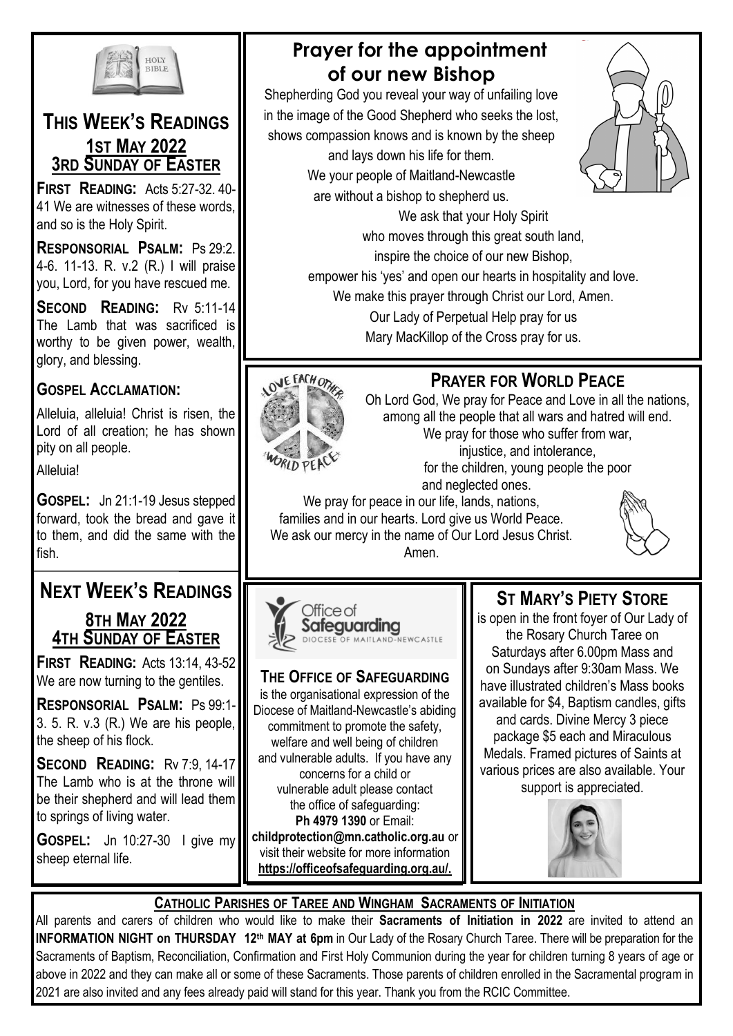## This Week's Readings

### 1st May 2022
### 3rd Sunday of Easter

**First Reading:** Acts 5:27-32. 40-41 We are witnesses of these words, and so is the Holy Spirit.

**Responsorial Psalm:** Ps 29:2. 4-6. 11-13. R. v.2 (R.) I will praise you, Lord, for you have rescued me.

**Second Reading:** Rv 5:11-14 The Lamb that was sacrificed is worthy to be given power, wealth, glory, and blessing.

**Gospel Acclamation:**

Alleluia, alleluia! Christ is risen, the Lord of all creation; he has shown pity on all people.

Alleluia!

**Gospel:** Jn 21:1-19 Jesus stepped forward, took the bread and gave it to them, and did the same with the fish.

## Next Week's Readings

### 8th May 2022
### 4th Sunday of Easter

**First Reading:** Acts 13:14, 43-52 We are now turning to the gentiles.

**Responsorial Psalm:** Ps 99:1-3. 5. R. v.3 (R.) We are his people, the sheep of his flock.

**Second Reading:** Rv 7:9, 14-17 The Lamb who is at the throne will be their shepherd and will lead them to springs of living water.

**Gospel:** Jn 10:27-30 I give my sheep eternal life.

## Prayer for the appointment of our new Bishop

Shepherding God you reveal your way of unfailing love
in the image of the Good Shepherd who seeks the lost,
shows compassion knows and is known by the sheep
and lays down his life for them.
We your people of Maitland-Newcastle
are without a bishop to shepherd us.
We ask that your Holy Spirit
who moves through this great south land,
inspire the choice of our new Bishop,
empower his 'yes' and open our hearts in hospitality and love.
We make this prayer through Christ our Lord, Amen.
Our Lady of Perpetual Help pray for us
Mary MacKillop of the Cross pray for us.

## Prayer for World Peace

Oh Lord God, We pray for Peace and Love in all the nations,
among all the people that all wars and hatred will end.
We pray for those who suffer from war,
injustice, and intolerance,
for the children, young people the poor
and neglected ones.
We pray for peace in our life, lands, nations,
families and in our hearts. Lord give us World Peace.
We ask our mercy in the name of Our Lord Jesus Christ.
Amen.

Office of Safeguarding
DIOCESE OF MAITLAND-NEWCASTLE

### The Office of Safeguarding

is the organisational expression of the Diocese of Maitland-Newcastle's abiding commitment to promote the safety, welfare and well being of children and vulnerable adults. If you have any concerns for a child or vulnerable adult please contact the office of safeguarding: **Ph 4979 1390** or Email: **childprotection@mn.catholic.org.au** or visit their website for more information **https://officeofsafeguarding.org.au/.**

## St Mary's Piety Store

is open in the front foyer of Our Lady of the Rosary Church Taree on Saturdays after 6.00pm Mass and on Sundays after 9:30am Mass. We have illustrated children's Mass books available for $4, Baptism candles, gifts and cards. Divine Mercy 3 piece package $5 each and Miraculous Medals. Framed pictures of Saints at various prices are also available. Your support is appreciated.

## Catholic Parishes of Taree and Wingham Sacraments of Initiation

All parents and carers of children who would like to make their **Sacraments of Initiation in 2022** are invited to attend an **INFORMATION NIGHT on THURSDAY 12th MAY at 6pm** in Our Lady of the Rosary Church Taree. There will be preparation for the Sacraments of Baptism, Reconciliation, Confirmation and First Holy Communion during the year for children turning 8 years of age or above in 2022 and they can make all or some of these Sacraments. Those parents of children enrolled in the Sacramental program in 2021 are also invited and any fees already paid will stand for this year. Thank you from the RCIC Committee.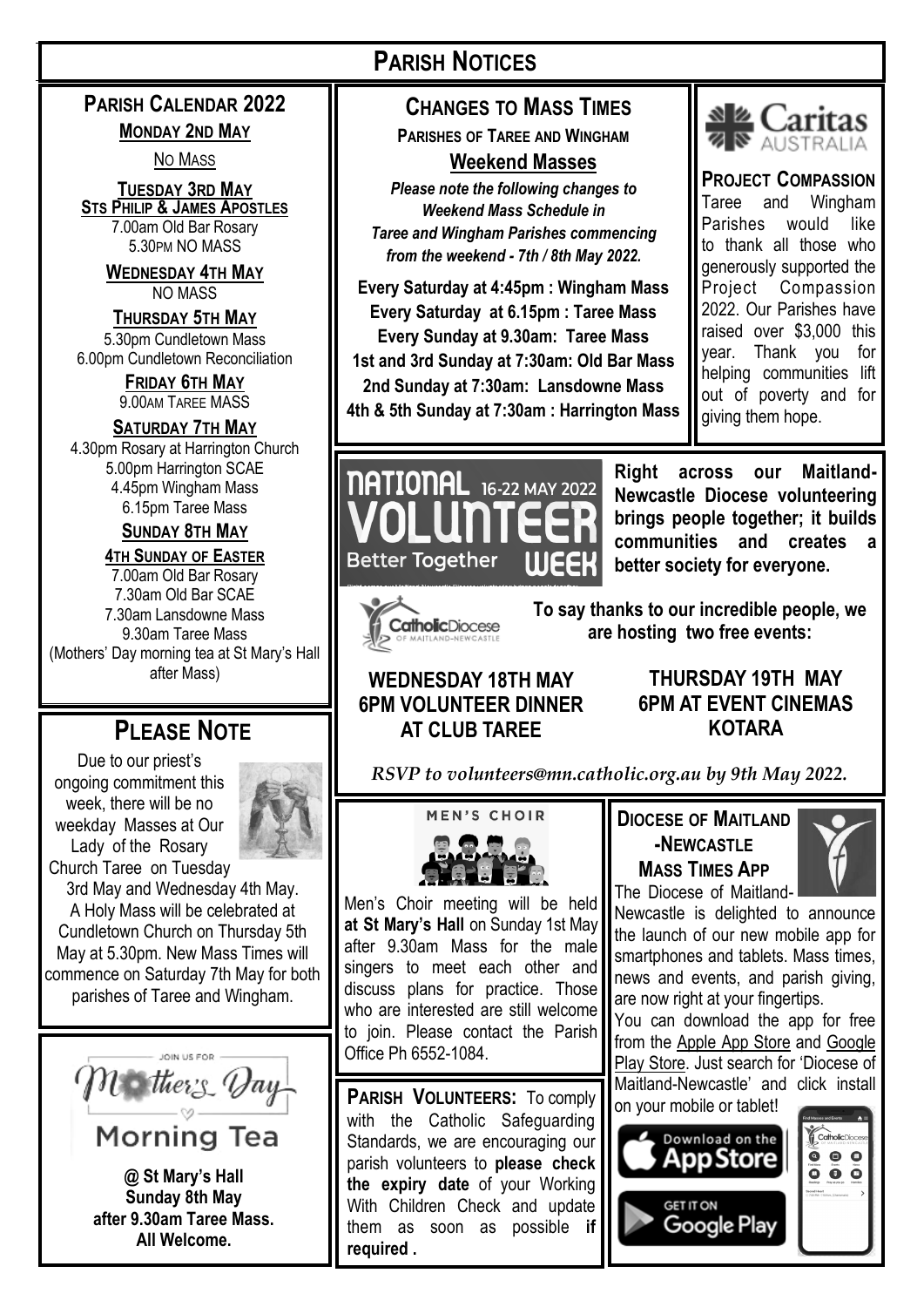# PARISH NOTICES

## PARISH CALENDAR 2022

**MONDAY 2ND MAY**

NO MASS

**TUESDAY 3RD MAY**
**STS PHILIP & JAMES APOSTLES**

7.00am Old Bar Rosary
5.30PM NO MASS

**WEDNESDAY 4TH MAY**

NO MASS

**THURSDAY 5TH MAY**

5.30pm Cundletown Mass
6.00pm Cundletown Reconciliation

**FRIDAY 6TH MAY**

9.00AM TAREE MASS

**SATURDAY 7TH MAY**

4.30pm Rosary at Harrington Church
5.00pm Harrington SCAE
4.45pm Wingham Mass
6.15pm Taree Mass

**SUNDAY 8TH MAY**
**4TH SUNDAY OF EASTER**

7.00am Old Bar Rosary
7.30am Old Bar SCAE
7.30am Lansdowne Mass
9.30am Taree Mass
(Mothers' Day morning tea at St Mary's Hall after Mass)

## CHANGES TO MASS TIMES

**PARISHES OF TAREE AND WINGHAM**

**Weekend Masses**

***Please note the following changes to Weekend Mass Schedule in Taree and Wingham Parishes commencing from the weekend - 7th / 8th May 2022.***

**Every Saturday at 4:45pm : Wingham Mass**
**Every Saturday at 6.15pm : Taree Mass**
**Every Sunday at 9.30am: Taree Mass**
**1st and 3rd Sunday at 7:30am: Old Bar Mass**
**2nd Sunday at 7:30am: Lansdowne Mass**
**4th & 5th Sunday at 7:30am : Harrington Mass**

Caritas AUSTRALIA

## PROJECT COMPASSION

Taree and Wingham Parishes would like to thank all those who generously supported the Project Compassion 2022. Our Parishes have raised over $3,000 this year. Thank you for helping communities lift out of poverty and for giving them hope.

NATIONAL VOLUNTEER WEEK 16-22 MAY 2022 Better Together

**Right across our Maitland-Newcastle Diocese volunteering brings people together; it builds communities and creates a better society for everyone.**

CatholicDiocese OF MAITLAND-NEWCASTLE

**To say thanks to our incredible people, we are hosting two free events:**

**WEDNESDAY 18TH MAY 6PM VOLUNTEER DINNER AT CLUB TAREE**

**THURSDAY 19TH MAY 6PM AT EVENT CINEMAS KOTARA**

*RSVP to volunteers@mn.catholic.org.au by 9th May 2022.*

## PLEASE NOTE

Due to our priest's ongoing commitment this week, there will be no weekday Masses at Our Lady of the Rosary Church Taree on Tuesday 3rd May and Wednesday 4th May. A Holy Mass will be celebrated at Cundletown Church on Thursday 5th May at 5.30pm. New Mass Times will commence on Saturday 7th May for both parishes of Taree and Wingham.

JOIN US FOR

Mothers Day

Morning Tea

**@ St Mary's Hall**
**Sunday 8th May**
**after 9.30am Taree Mass.**
**All Welcome.**

MEN'S CHOIR

Men's Choir meeting will be held **at St Mary's Hall** on Sunday 1st May after 9.30am Mass for the male singers to meet each other and discuss plans for practice. Those who are interested are still welcome to join. Please contact the Parish Office Ph 6552-1084.

**PARISH VOLUNTEERS:** To comply with the Catholic Safeguarding Standards, we are encouraging our parish volunteers to **please check the expiry date** of your Working With Children Check and update them as soon as possible **if required .**

## DIOCESE OF MAITLAND -NEWCASTLE MASS TIMES APP

The Diocese of Maitland-Newcastle is delighted to announce the launch of our new mobile app for smartphones and tablets. Mass times, news and events, and parish giving, are now right at your fingertips.

You can download the app for free from the Apple App Store and Google Play Store. Just search for 'Diocese of Maitland-Newcastle' and click install on your mobile or tablet!

Download on the App Store

GET IT ON Google Play